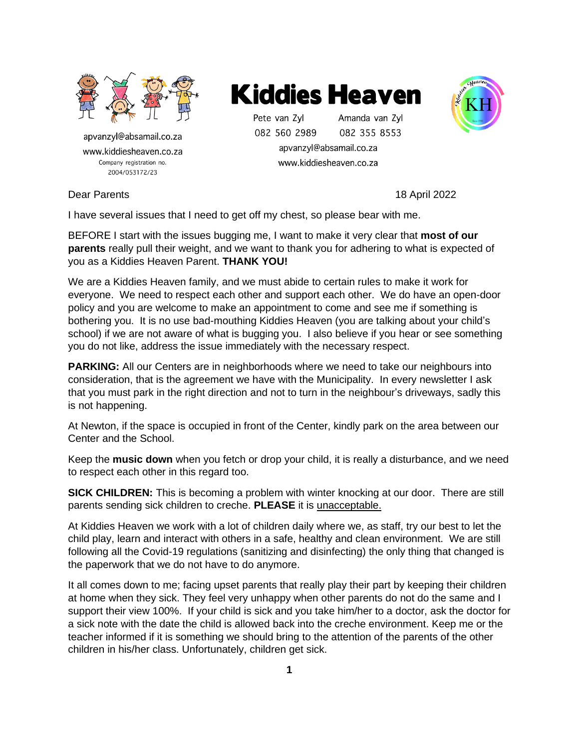apvanzyl@absamail.co.za
www.kiddiesheaven.co.za
Company registration no.
2004/053172/23

# Kiddies Heaven

Pete van Zyl 082 560 2989
Amanda van Zyl 082 355 8553
apvanzyl@absamail.co.za
www.kiddiesheaven.co.za

Dear Parents

18 April 2022

I have several issues that I need to get off my chest, so please bear with me.

BEFORE I start with the issues bugging me, I want to make it very clear that **most of our parents** really pull their weight, and we want to thank you for adhering to what is expected of you as a Kiddies Heaven Parent. **THANK YOU!**

We are a Kiddies Heaven family, and we must abide to certain rules to make it work for everyone. We need to respect each other and support each other. We do have an open-door policy and you are welcome to make an appointment to come and see me if something is bothering you. It is no use bad-mouthing Kiddies Heaven (you are talking about your child's school) if we are not aware of what is bugging you. I also believe if you hear or see something you do not like, address the issue immediately with the necessary respect.

**PARKING:** All our Centers are in neighborhoods where we need to take our neighbours into consideration, that is the agreement we have with the Municipality. In every newsletter I ask that you must park in the right direction and not to turn in the neighbour's driveways, sadly this is not happening.

At Newton, if the space is occupied in front of the Center, kindly park on the area between our Center and the School.

Keep the **music down** when you fetch or drop your child, it is really a disturbance, and we need to respect each other in this regard too.

**SICK CHILDREN:** This is becoming a problem with winter knocking at our door. There are still parents sending sick children to creche. **PLEASE** it is <u>unacceptable.</u>

At Kiddies Heaven we work with a lot of children daily where we, as staff, try our best to let the child play, learn and interact with others in a safe, healthy and clean environment. We are still following all the Covid-19 regulations (sanitizing and disinfecting) the only thing that changed is the paperwork that we do not have to do anymore.

It all comes down to me; facing upset parents that really play their part by keeping their children at home when they sick. They feel very unhappy when other parents do not do the same and I support their view 100%. If your child is sick and you take him/her to a doctor, ask the doctor for a sick note with the date the child is allowed back into the creche environment. Keep me or the teacher informed if it is something we should bring to the attention of the parents of the other children in his/her class. Unfortunately, children get sick.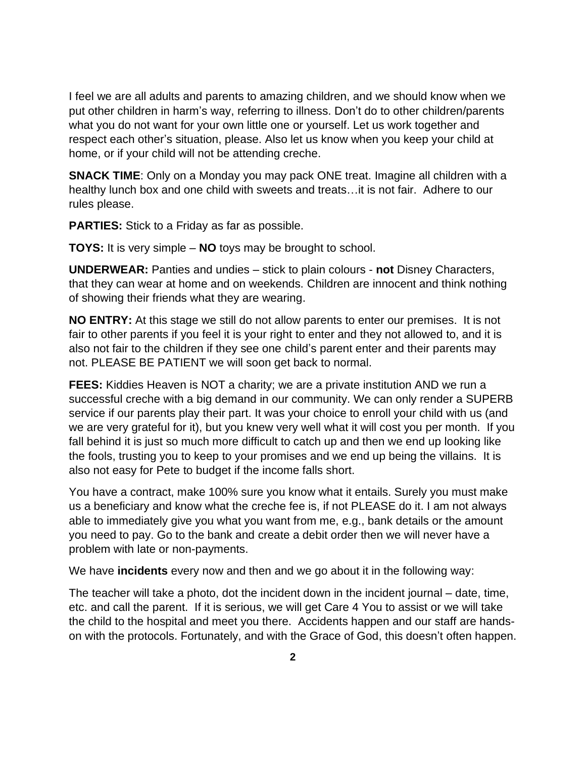I feel we are all adults and parents to amazing children, and we should know when we put other children in harm's way, referring to illness. Don't do to other children/parents what you do not want for your own little one or yourself. Let us work together and respect each other's situation, please. Also let us know when you keep your child at home, or if your child will not be attending creche.

**SNACK TIME**: Only on a Monday you may pack ONE treat. Imagine all children with a healthy lunch box and one child with sweets and treats…it is not fair. Adhere to our rules please.

**PARTIES:** Stick to a Friday as far as possible.

**TOYS:** It is very simple – **NO** toys may be brought to school.

**UNDERWEAR:** Panties and undies – stick to plain colours - **not** Disney Characters, that they can wear at home and on weekends. Children are innocent and think nothing of showing their friends what they are wearing.

**NO ENTRY:** At this stage we still do not allow parents to enter our premises. It is not fair to other parents if you feel it is your right to enter and they not allowed to, and it is also not fair to the children if they see one child's parent enter and their parents may not. PLEASE BE PATIENT we will soon get back to normal.

**FEES:** Kiddies Heaven is NOT a charity; we are a private institution AND we run a successful creche with a big demand in our community. We can only render a SUPERB service if our parents play their part. It was your choice to enroll your child with us (and we are very grateful for it), but you knew very well what it will cost you per month. If you fall behind it is just so much more difficult to catch up and then we end up looking like the fools, trusting you to keep to your promises and we end up being the villains. It is also not easy for Pete to budget if the income falls short.

You have a contract, make 100% sure you know what it entails. Surely you must make us a beneficiary and know what the creche fee is, if not PLEASE do it. I am not always able to immediately give you what you want from me, e.g., bank details or the amount you need to pay. Go to the bank and create a debit order then we will never have a problem with late or non-payments.

We have **incidents** every now and then and we go about it in the following way:

The teacher will take a photo, dot the incident down in the incident journal – date, time, etc. and call the parent. If it is serious, we will get Care 4 You to assist or we will take the child to the hospital and meet you there. Accidents happen and our staff are hands-on with the protocols. Fortunately, and with the Grace of God, this doesn't often happen.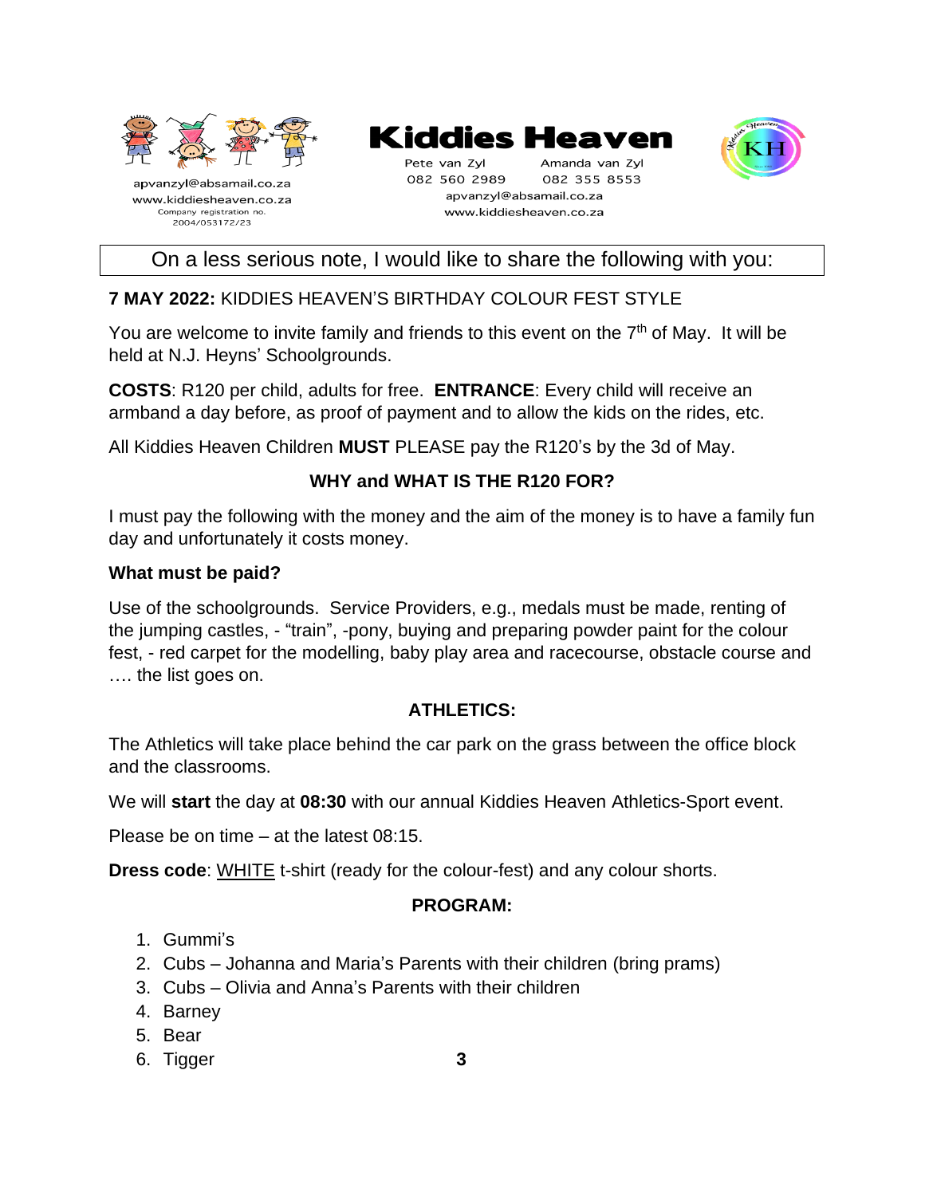apvanzyl@absamail.co.za
www.kiddiesheaven.co.za
Company registration no. 2004/053172/23

# Kiddies Heaven

Pete van Zyl 082 560 2989 | Amanda van Zyl 082 355 8553
apvanzyl@absamail.co.za
www.kiddiesheaven.co.za

On a less serious note, I would like to share the following with you:

**7 MAY 2022:** KIDDIES HEAVEN'S BIRTHDAY COLOUR FEST STYLE

You are welcome to invite family and friends to this event on the 7th of May. It will be held at N.J. Heyns' Schoolgrounds.

**COSTS**: R120 per child, adults for free. **ENTRANCE**: Every child will receive an armband a day before, as proof of payment and to allow the kids on the rides, etc.

All Kiddies Heaven Children **MUST** PLEASE pay the R120's by the 3d of May.

**WHY and WHAT IS THE R120 FOR?**

I must pay the following with the money and the aim of the money is to have a family fun day and unfortunately it costs money.

**What must be paid?**

Use of the schoolgrounds. Service Providers, e.g., medals must be made, renting of the jumping castles, - "train", -pony, buying and preparing powder paint for the colour fest, - red carpet for the modelling, baby play area and racecourse, obstacle course and …. the list goes on.

**ATHLETICS:**

The Athletics will take place behind the car park on the grass between the office block and the classrooms.

We will **start** the day at **08:30** with our annual Kiddies Heaven Athletics-Sport event.

Please be on time – at the latest 08:15.

**Dress code**: <u>WHITE</u> t-shirt (ready for the colour-fest) and any colour shorts.

**PROGRAM:**

1. Gummi's
2. Cubs – Johanna and Maria's Parents with their children (bring prams)
3. Cubs – Olivia and Anna's Parents with their children
4. Barney
5. Bear
6. Tigger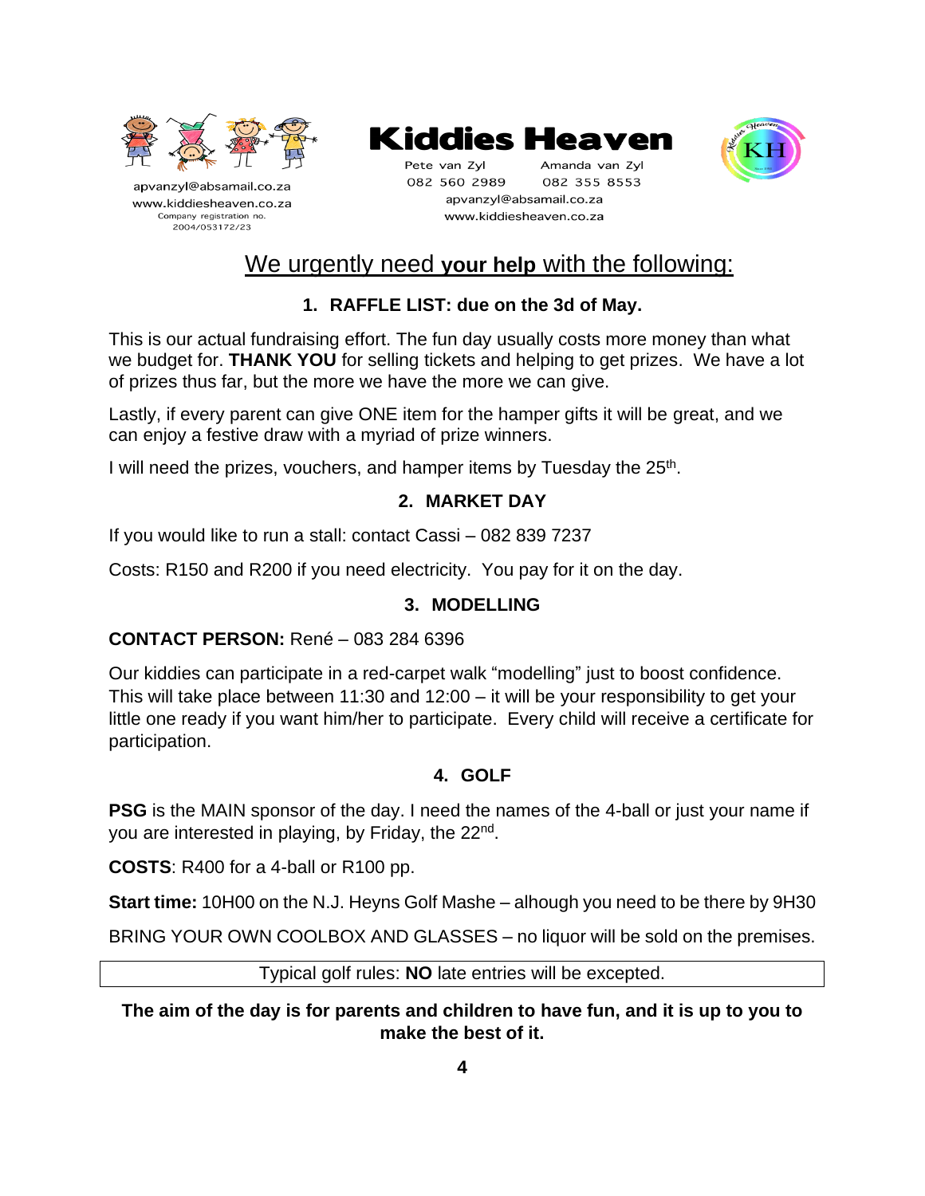apvanzyl@absamail.co.za
www.kiddiesheaven.co.za
Company registration no.
2004/053172/23

# Kiddies Heaven

Pete van Zyl 082 560 2989

Amanda van Zyl 082 355 8553

apvanzyl@absamail.co.za
www.kiddiesheaven.co.za

## We urgently need **your help** with the following:

### 1. RAFFLE LIST: due on the 3d of May.

This is our actual fundraising effort. The fun day usually costs more money than what we budget for. **THANK YOU** for selling tickets and helping to get prizes. We have a lot of prizes thus far, but the more we have the more we can give.

Lastly, if every parent can give ONE item for the hamper gifts it will be great, and we can enjoy a festive draw with a myriad of prize winners.

I will need the prizes, vouchers, and hamper items by Tuesday the 25th.

### 2. MARKET DAY

If you would like to run a stall: contact Cassi – 082 839 7237

Costs: R150 and R200 if you need electricity. You pay for it on the day.

### 3. MODELLING

**CONTACT PERSON:** René – 083 284 6396

Our kiddies can participate in a red-carpet walk "modelling" just to boost confidence. This will take place between 11:30 and 12:00 – it will be your responsibility to get your little one ready if you want him/her to participate. Every child will receive a certificate for participation.

### 4. GOLF

**PSG** is the MAIN sponsor of the day. I need the names of the 4-ball or just your name if you are interested in playing, by Friday, the 22nd.

**COSTS**: R400 for a 4-ball or R100 pp.

**Start time:** 10H00 on the N.J. Heyns Golf Mashe – alhough you need to be there by 9H30

BRING YOUR OWN COOLBOX AND GLASSES – no liquor will be sold on the premises.

Typical golf rules: **NO** late entries will be excepted.

**The aim of the day is for parents and children to have fun, and it is up to you to make the best of it.**